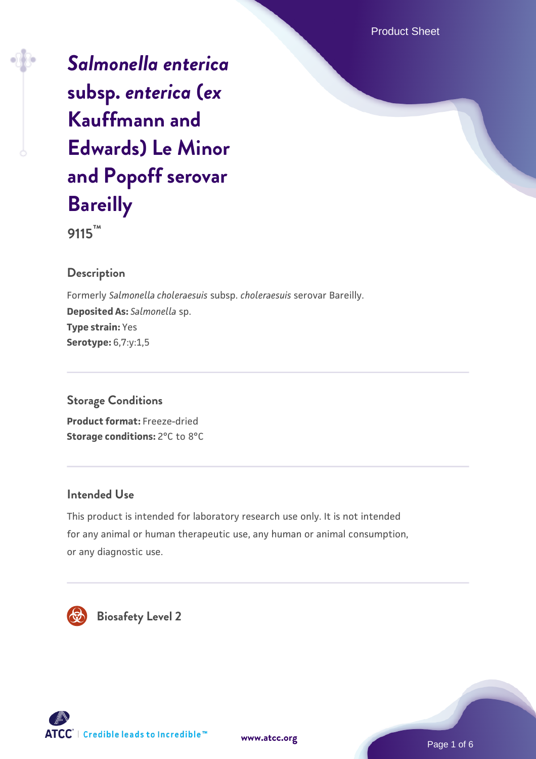# *Salmonella enterica* subsp. *enterica* (*ex* Kauffmann and Edwards) Le Minor and Popoff serovar Bareilly

**9115™**

## Description

Formerly *Salmonella choleraesuis* subsp. *choleraesuis* serovar Bareilly.
**Deposited As:** *Salmonella* sp.
**Type strain:** Yes
**Serotype:** 6,7:y:1,5

## Storage Conditions

**Product format:** Freeze-dried
**Storage conditions:** 2°C to 8°C

## Intended Use

This product is intended for laboratory research use only. It is not intended for any animal or human therapeutic use, any human or animal consumption, or any diagnostic use.

## Biosafety Level 2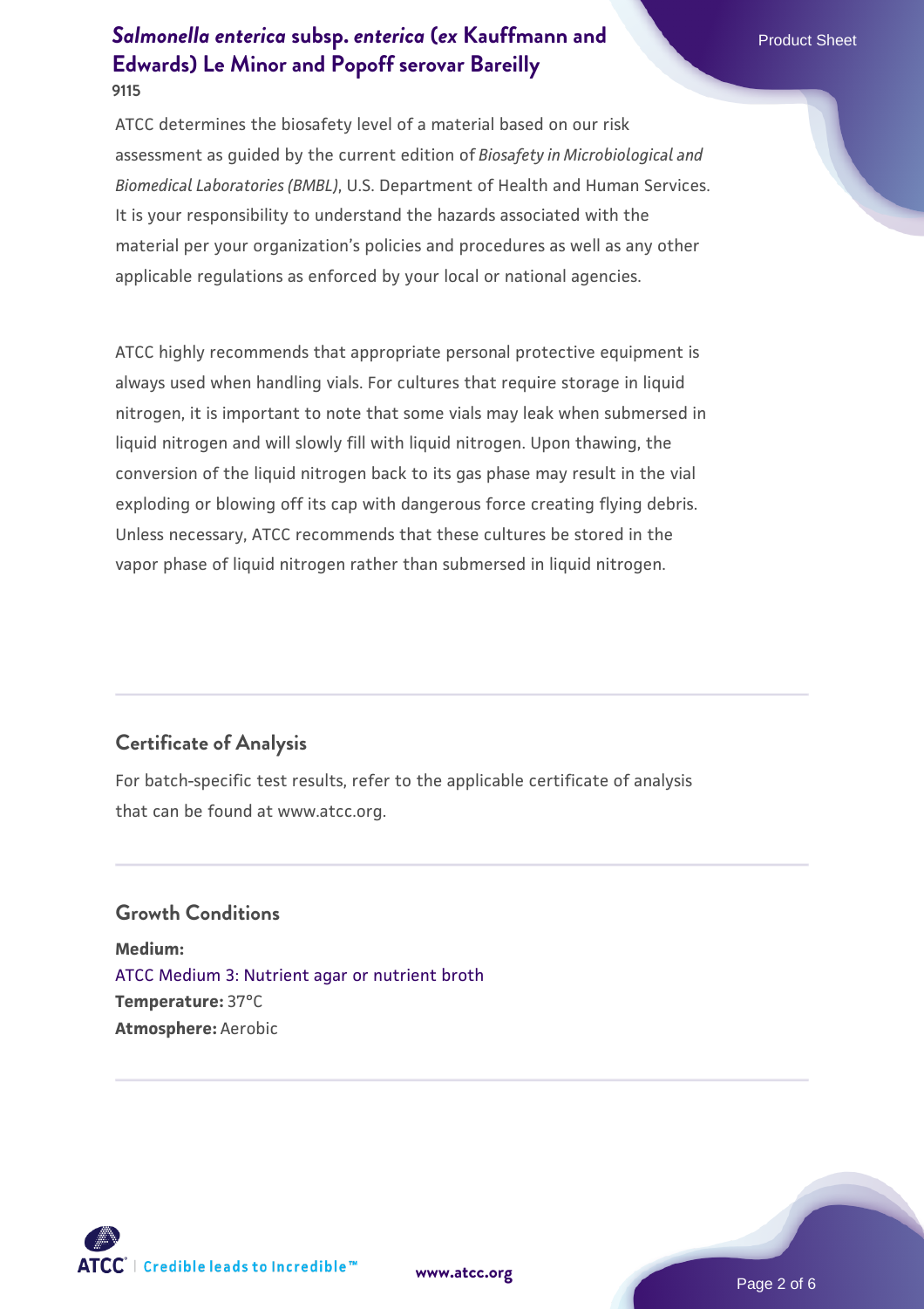ATCC determines the biosafety level of a material based on our risk assessment as guided by the current edition of *Biosafety in Microbiological and Biomedical Laboratories (BMBL)*, U.S. Department of Health and Human Services. It is your responsibility to understand the hazards associated with the material per your organization's policies and procedures as well as any other applicable regulations as enforced by your local or national agencies.

ATCC highly recommends that appropriate personal protective equipment is always used when handling vials. For cultures that require storage in liquid nitrogen, it is important to note that some vials may leak when submersed in liquid nitrogen and will slowly fill with liquid nitrogen. Upon thawing, the conversion of the liquid nitrogen back to its gas phase may result in the vial exploding or blowing off its cap with dangerous force creating flying debris. Unless necessary, ATCC recommends that these cultures be stored in the vapor phase of liquid nitrogen rather than submersed in liquid nitrogen.

## Certificate of Analysis

For batch-specific test results, refer to the applicable certificate of analysis that can be found at www.atcc.org.

## Growth Conditions

**Medium:**
ATCC Medium 3: Nutrient agar or nutrient broth
**Temperature:** 37°C
**Atmosphere:** Aerobic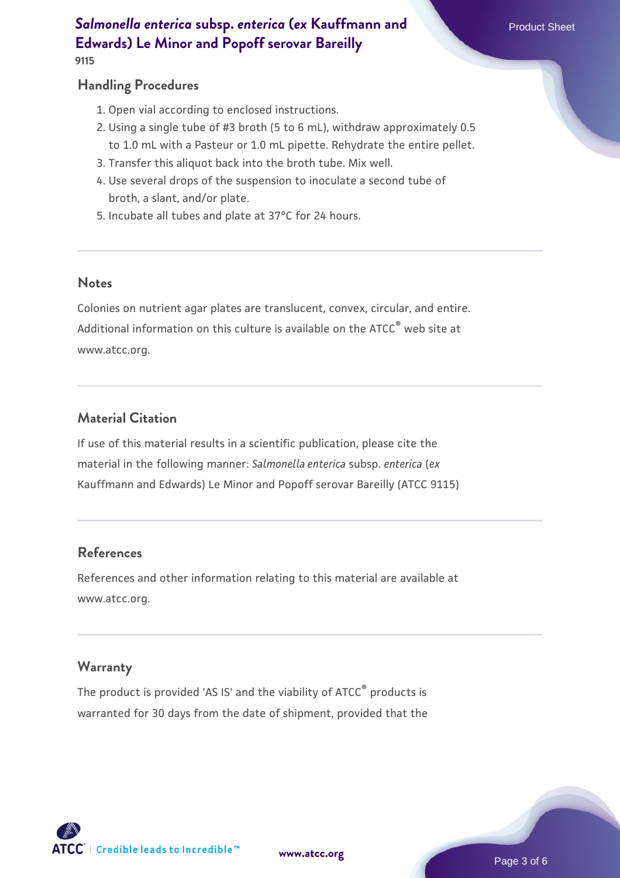## Handling Procedures

1. Open vial according to enclosed instructions.
2. Using a single tube of #3 broth (5 to 6 mL), withdraw approximately 0.5 to 1.0 mL with a Pasteur or 1.0 mL pipette. Rehydrate the entire pellet.
3. Transfer this aliquot back into the broth tube. Mix well.
4. Use several drops of the suspension to inoculate a second tube of broth, a slant, and/or plate.
5. Incubate all tubes and plate at 37°C for 24 hours.

## Notes

Colonies on nutrient agar plates are translucent, convex, circular, and entire. Additional information on this culture is available on the ATCC® web site at www.atcc.org.

## Material Citation

If use of this material results in a scientific publication, please cite the material in the following manner: *Salmonella enterica* subsp. *enterica* (*ex* Kauffmann and Edwards) Le Minor and Popoff serovar Bareilly (ATCC 9115)

## References

References and other information relating to this material are available at www.atcc.org.

## Warranty

The product is provided 'AS IS' and the viability of ATCC® products is warranted for 30 days from the date of shipment, provided that the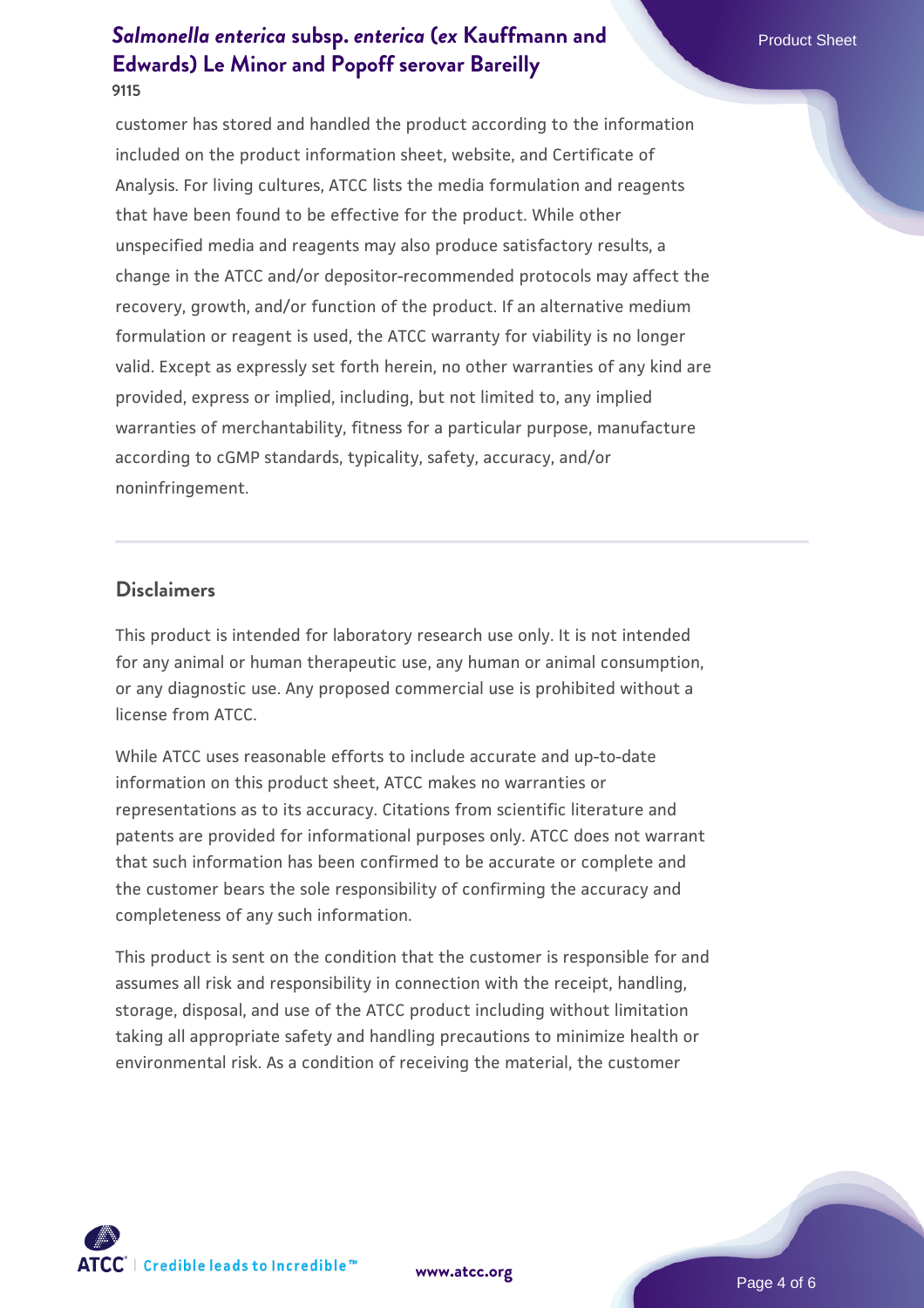customer has stored and handled the product according to the information included on the product information sheet, website, and Certificate of Analysis. For living cultures, ATCC lists the media formulation and reagents that have been found to be effective for the product. While other unspecified media and reagents may also produce satisfactory results, a change in the ATCC and/or depositor-recommended protocols may affect the recovery, growth, and/or function of the product. If an alternative medium formulation or reagent is used, the ATCC warranty for viability is no longer valid. Except as expressly set forth herein, no other warranties of any kind are provided, express or implied, including, but not limited to, any implied warranties of merchantability, fitness for a particular purpose, manufacture according to cGMP standards, typicality, safety, accuracy, and/or noninfringement.

## Disclaimers

This product is intended for laboratory research use only. It is not intended for any animal or human therapeutic use, any human or animal consumption, or any diagnostic use. Any proposed commercial use is prohibited without a license from ATCC.

While ATCC uses reasonable efforts to include accurate and up-to-date information on this product sheet, ATCC makes no warranties or representations as to its accuracy. Citations from scientific literature and patents are provided for informational purposes only. ATCC does not warrant that such information has been confirmed to be accurate or complete and the customer bears the sole responsibility of confirming the accuracy and completeness of any such information.

This product is sent on the condition that the customer is responsible for and assumes all risk and responsibility in connection with the receipt, handling, storage, disposal, and use of the ATCC product including without limitation taking all appropriate safety and handling precautions to minimize health or environmental risk. As a condition of receiving the material, the customer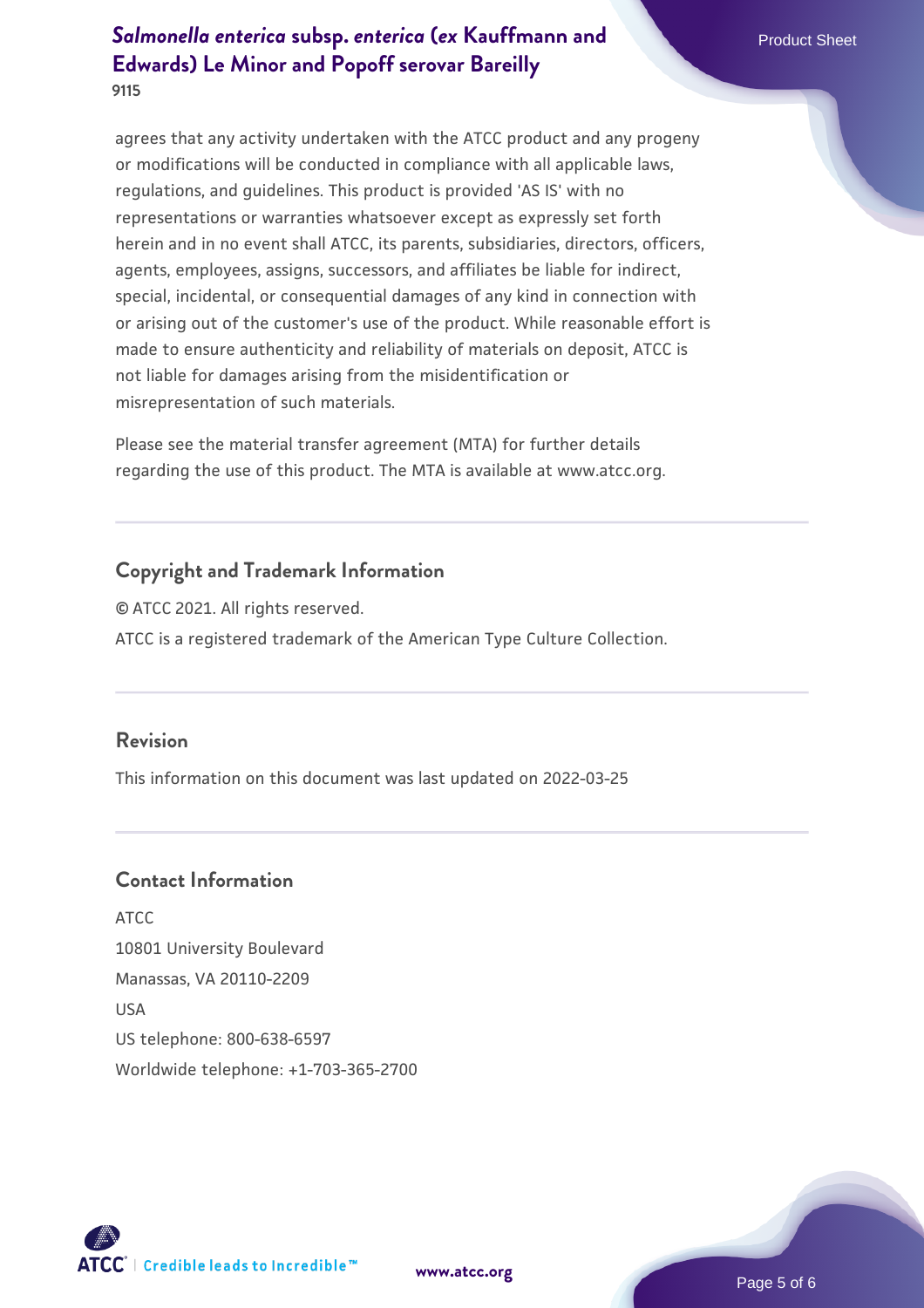agrees that any activity undertaken with the ATCC product and any progeny or modifications will be conducted in compliance with all applicable laws, regulations, and guidelines. This product is provided 'AS IS' with no representations or warranties whatsoever except as expressly set forth herein and in no event shall ATCC, its parents, subsidiaries, directors, officers, agents, employees, assigns, successors, and affiliates be liable for indirect, special, incidental, or consequential damages of any kind in connection with or arising out of the customer's use of the product. While reasonable effort is made to ensure authenticity and reliability of materials on deposit, ATCC is not liable for damages arising from the misidentification or misrepresentation of such materials.

Please see the material transfer agreement (MTA) for further details regarding the use of this product. The MTA is available at www.atcc.org.

## Copyright and Trademark Information

© ATCC 2021. All rights reserved.

ATCC is a registered trademark of the American Type Culture Collection.

## Revision

This information on this document was last updated on 2022-03-25

## Contact Information

ATCC
10801 University Boulevard
Manassas, VA 20110-2209
USA
US telephone: 800-638-6597
Worldwide telephone: +1-703-365-2700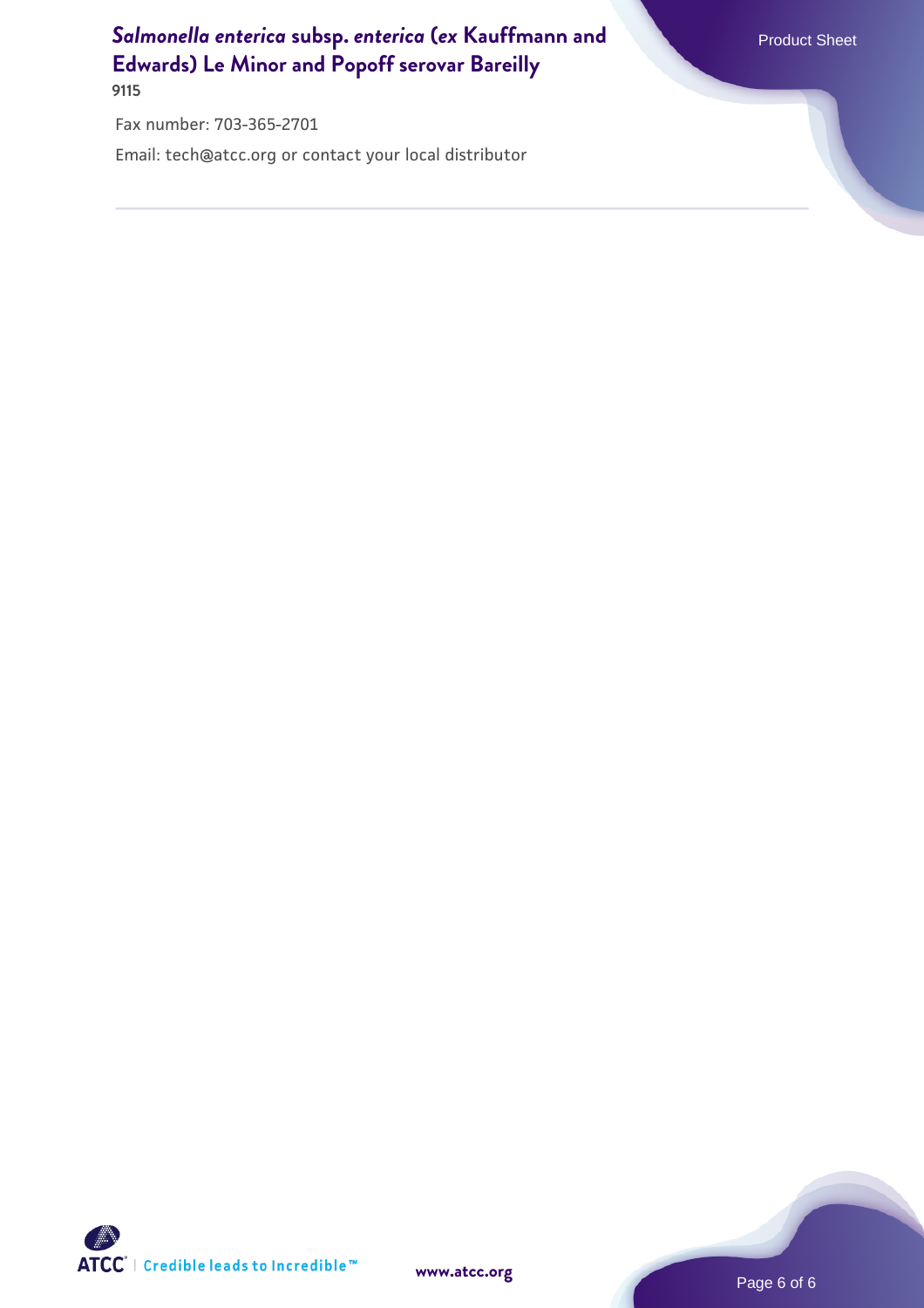Fax number: 703-365-2701

Email: tech@atcc.org or contact your local distributor